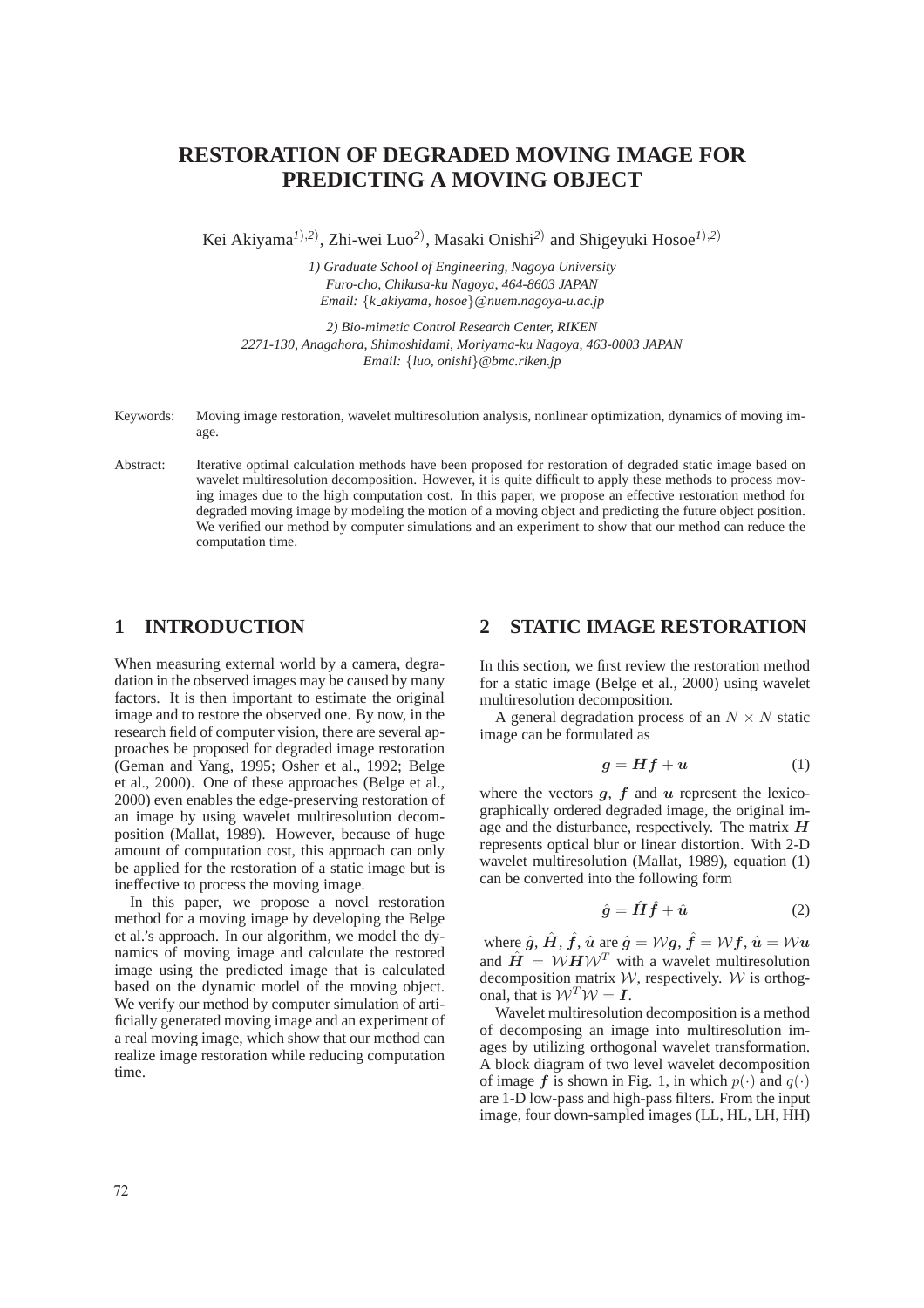# RESTORATION OF DEGRADED MOVING IMAGE FOR PREDICTING A MOVING OBJECT

Kei Akiyama[1),2)], Zhi-wei Luo[2)], Masaki Onishi[2)] and Shigeyuki Hosoe[1),2)]

*1) Graduate School of Engineering, Nagoya University*
*Furo-cho, Chikusa-ku Nagoya, 464-8603 JAPAN*
*Email: {k_akiyama, hosoe}@nuem.nagoya-u.ac.jp*

*2) Bio-mimetic Control Research Center, RIKEN*
*2271-130, Anagahora, Shimoshidami, Moriyama-ku Nagoya, 463-0003 JAPAN*
*Email: {luo, onishi}@bmc.riken.jp*

Keywords: Moving image restoration, wavelet multiresolution analysis, nonlinear optimization, dynamics of moving image.

Abstract: Iterative optimal calculation methods have been proposed for restoration of degraded static image based on wavelet multiresolution decomposition. However, it is quite difficult to apply these methods to process moving images due to the high computation cost. In this paper, we propose an effective restoration method for degraded moving image by modeling the motion of a moving object and predicting the future object position. We verified our method by computer simulations and an experiment to show that our method can reduce the computation time.

## 1 INTRODUCTION

When measuring external world by a camera, degradation in the observed images may be caused by many factors. It is then important to estimate the original image and to restore the observed one. By now, in the research field of computer vision, there are several approaches be proposed for degraded image restoration (Geman and Yang, 1995; Osher et al., 1992; Belge et al., 2000). One of these approaches (Belge et al., 2000) even enables the edge-preserving restoration of an image by using wavelet multiresolution decomposition (Mallat, 1989). However, because of huge amount of computation cost, this approach can only be applied for the restoration of a static image but is ineffective to process the moving image.

In this paper, we propose a novel restoration method for a moving image by developing the Belge et al.'s approach. In our algorithm, we model the dynamics of moving image and calculate the restored image using the predicted image that is calculated based on the dynamic model of the moving object. We verify our method by computer simulation of artificially generated moving image and an experiment of a real moving image, which show that our method can realize image restoration while reducing computation time.

## 2 STATIC IMAGE RESTORATION

In this section, we first review the restoration method for a static image (Belge et al., 2000) using wavelet multiresolution decomposition.

A general degradation process of an $N \times N$ static image can be formulated as

$$\boldsymbol{g} = \boldsymbol{H}\boldsymbol{f} + \boldsymbol{u} \tag{1}$$

where the vectors $\boldsymbol{g}$, $\boldsymbol{f}$ and $\boldsymbol{u}$ represent the lexicographically ordered degraded image, the original image and the disturbance, respectively. The matrix $\boldsymbol{H}$ represents optical blur or linear distortion. With 2-D wavelet multiresolution (Mallat, 1989), equation (1) can be converted into the following form

$$\hat{\boldsymbol{g}} = \hat{\boldsymbol{H}}\hat{\boldsymbol{f}} + \hat{\boldsymbol{u}} \tag{2}$$

where $\hat{\boldsymbol{g}}$, $\hat{\boldsymbol{H}}$, $\hat{\boldsymbol{f}}$, $\hat{\boldsymbol{u}}$ are $\hat{\boldsymbol{g}} = \mathcal{W}\boldsymbol{g}$, $\hat{\boldsymbol{f}} = \mathcal{W}\boldsymbol{f}$, $\hat{\boldsymbol{u}} = \mathcal{W}\boldsymbol{u}$ and $\hat{\boldsymbol{H}} = \mathcal{W}\boldsymbol{H}\mathcal{W}^T$ with a wavelet multiresolution decomposition matrix $\mathcal{W}$, respectively. $\mathcal{W}$ is orthogonal, that is $\mathcal{W}^T\mathcal{W} = \boldsymbol{I}$.

Wavelet multiresolution decomposition is a method of decomposing an image into multiresolution images by utilizing orthogonal wavelet transformation. A block diagram of two level wavelet decomposition of image $\boldsymbol{f}$ is shown in Fig. 1, in which $p(\cdot)$ and $q(\cdot)$ are 1-D low-pass and high-pass filters. From the input image, four down-sampled images (LL, HL, LH, HH)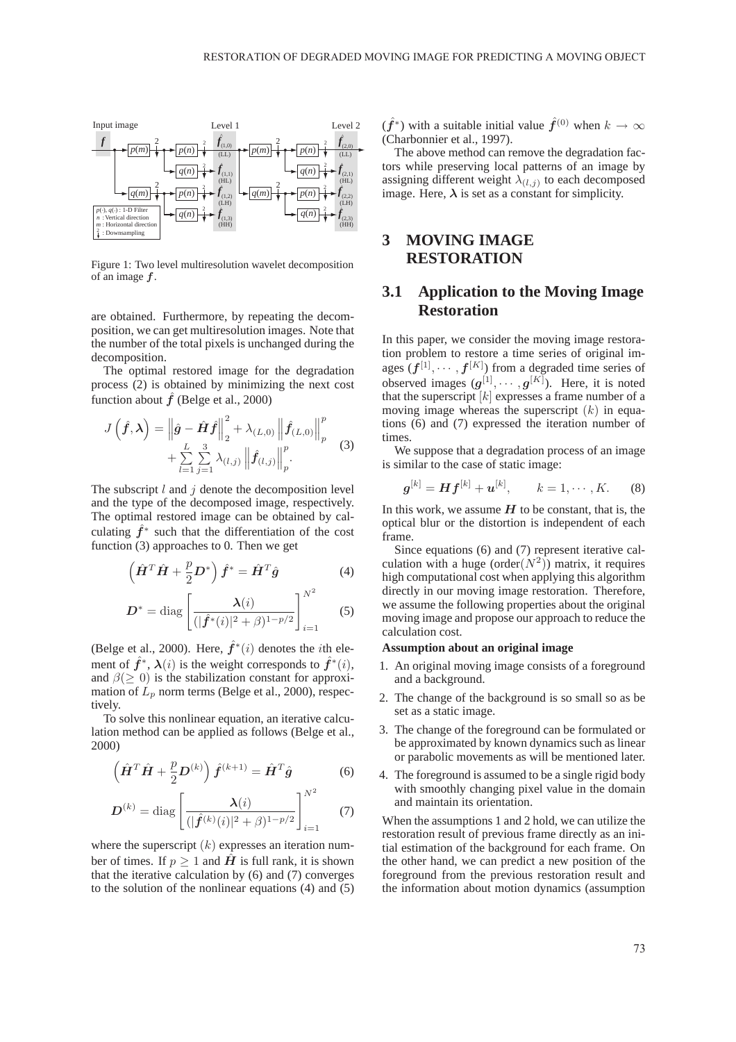Figure 1: Two level multiresolution wavelet decomposition of an image $\boldsymbol{f}$.

are obtained. Furthermore, by repeating the decomposition, we can get multiresolution images. Note that the number of the total pixels is unchanged during the decomposition.

The optimal restored image for the degradation process (2) is obtained by minimizing the next cost function about $\hat{\boldsymbol{f}}$ (Belge et al., 2000)

$$J\left(\hat{\boldsymbol{f}}, \boldsymbol{\lambda}\right) = \left\|\hat{\boldsymbol{g}} - \hat{\boldsymbol{H}}\hat{\boldsymbol{f}}\right\|_2^2 + \lambda_{(L,0)} \left\|\hat{\boldsymbol{f}}_{(L,0)}\right\|_p^p + \sum_{l=1}^{L}\sum_{j=1}^{3} \lambda_{(l,j)} \left\|\hat{\boldsymbol{f}}_{(l,j)}\right\|_p^p. \quad (3)$$

The subscript $l$ and $j$ denote the decomposition level and the type of the decomposed image, respectively. The optimal restored image can be obtained by calculating $\hat{\boldsymbol{f}}^*$ such that the differentiation of the cost function (3) approaches to 0. Then we get

$$\left(\hat{\boldsymbol{H}}^T\hat{\boldsymbol{H}} + \frac{p}{2}\boldsymbol{D}^*\right)\hat{\boldsymbol{f}}^* = \hat{\boldsymbol{H}}^T\hat{\boldsymbol{g}} \quad (4)$$

$$\boldsymbol{D}^* = \operatorname{diag}\left[\frac{\boldsymbol{\lambda}(i)}{(|\hat{\boldsymbol{f}}^*(i)|^2 + \beta)^{1-p/2}}\right]_{i=1}^{N^2} \quad (5)$$

(Belge et al., 2000). Here, $\hat{\boldsymbol{f}}^*(i)$ denotes the $i$th element of $\hat{\boldsymbol{f}}^*$, $\boldsymbol{\lambda}(i)$ is the weight corresponds to $\hat{\boldsymbol{f}}^*(i)$, and $\beta(\geq 0)$ is the stabilization constant for approximation of $L_p$ norm terms (Belge et al., 2000), respectively.

To solve this nonlinear equation, an iterative calculation method can be applied as follows (Belge et al., 2000)

$$\left(\hat{\boldsymbol{H}}^T\hat{\boldsymbol{H}} + \frac{p}{2}\boldsymbol{D}^{(k)}\right)\hat{\boldsymbol{f}}^{(k+1)} = \hat{\boldsymbol{H}}^T\hat{\boldsymbol{g}} \quad (6)$$

$$\boldsymbol{D}^{(k)} = \operatorname{diag}\left[\frac{\boldsymbol{\lambda}(i)}{(|\hat{\boldsymbol{f}}^{(k)}(i)|^2 + \beta)^{1-p/2}}\right]_{i=1}^{N^2} \quad (7)$$

where the superscript $(k)$ expresses an iteration number of times. If $p \geq 1$ and $\hat{\boldsymbol{H}}$ is full rank, it is shown that the iterative calculation by (6) and (7) converges to the solution of the nonlinear equations (4) and (5) ($\hat{\boldsymbol{f}}^*$) with a suitable initial value $\hat{\boldsymbol{f}}^{(0)}$ when $k \to \infty$ (Charbonnier et al., 1997).

The above method can remove the degradation factors while preserving local patterns of an image by assigning different weight $\lambda_{(l,j)}$ to each decomposed image. Here, $\boldsymbol{\lambda}$ is set as a constant for simplicity.

# 3 MOVING IMAGE RESTORATION

## 3.1 Application to the Moving Image Restoration

In this paper, we consider the moving image restoration problem to restore a time series of original images ($\boldsymbol{f}^{[1]}, \cdots, \boldsymbol{f}^{[K]}$) from a degraded time series of observed images ($\boldsymbol{g}^{[1]}, \cdots, \boldsymbol{g}^{[K]}$). Here, it is noted that the superscript $[k]$ expresses a frame number of a moving image whereas the superscript $(k)$ in equations (6) and (7) expressed the iteration number of times.

We suppose that a degradation process of an image is similar to the case of static image:

$$\boldsymbol{g}^{[k]} = \boldsymbol{H}\boldsymbol{f}^{[k]} + \boldsymbol{u}^{[k]}, \qquad k = 1, \cdots, K. \quad (8)$$

In this work, we assume $\boldsymbol{H}$ to be constant, that is, the optical blur or the distortion is independent of each frame.

Since equations (6) and (7) represent iterative calculation with a huge (order($N^2$)) matrix, it requires high computational cost when applying this algorithm directly in our moving image restoration. Therefore, we assume the following properties about the original moving image and propose our approach to reduce the calculation cost.

**Assumption about an original image**

1. An original moving image consists of a foreground and a background.
2. The change of the background is so small so as to be set as a static image.
3. The change of the foreground can be formulated or be approximated by known dynamics such as linear or parabolic movements as will be mentioned later.
4. The foreground is assumed to be a single rigid body with smoothly changing pixel value in the domain and maintain its orientation.

When the assumptions 1 and 2 hold, we can utilize the restoration result of previous frame directly as an initial estimation of the background for each frame. On the other hand, we can predict a new position of the foreground from the previous restoration result and the information about motion dynamics (assumption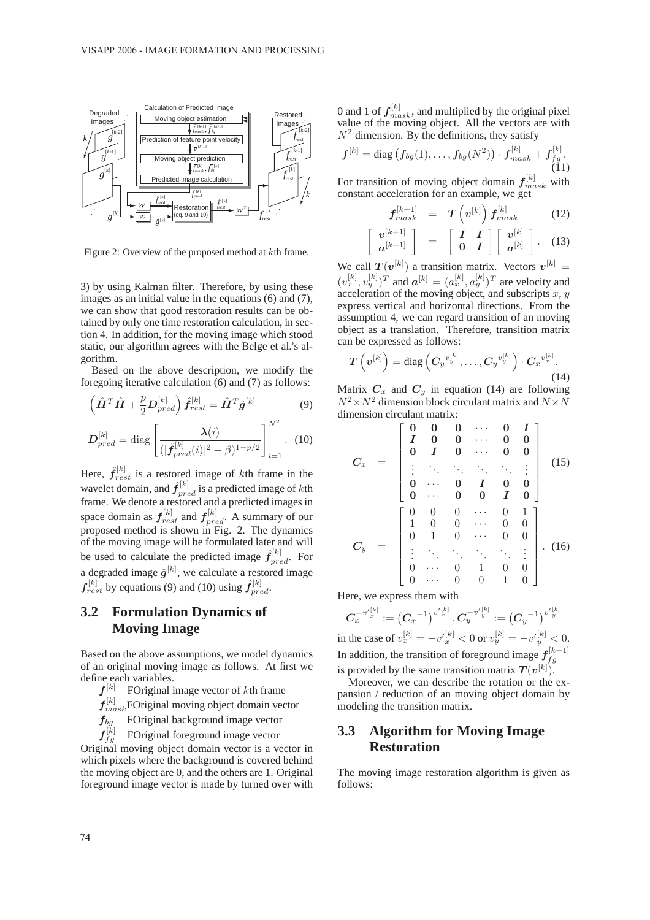Figure 2: Overview of the proposed method at $k$th frame.

3) by using Kalman filter. Therefore, by using these images as an initial value in the equations (6) and (7), we can show that good restoration results can be obtained by only one time restoration calculation, in section 4. In addition, for the moving image which stood static, our algorithm agrees with the Belge et al.'s algorithm.

Based on the above description, we modify the foregoing iterative calculation (6) and (7) as follows:

$$\left(\hat{\boldsymbol{H}}^T\hat{\boldsymbol{H}} + \frac{p}{2}\boldsymbol{D}_{pred}^{[k]}\right)\hat{\boldsymbol{f}}_{rest}^{[k]} = \hat{\boldsymbol{H}}^T\hat{\boldsymbol{g}}^{[k]} \tag{9}$$

$$\boldsymbol{D}_{pred}^{[k]} = \mathrm{diag}\left[\frac{\boldsymbol{\lambda}(i)}{(|\hat{\boldsymbol{f}}_{pred}^{[k]}(i)|^2 + \beta)^{1-p/2}}\right]_{i=1}^{N^2}. \tag{10}$$

Here, $\hat{\boldsymbol{f}}_{rest}^{[k]}$ is a restored image of $k$th frame in the wavelet domain, and $\hat{\boldsymbol{f}}_{pred}^{[k]}$ is a predicted image of $k$th frame. We denote a restored and a predicted images in space domain as $\boldsymbol{f}_{rest}^{[k]}$ and $\boldsymbol{f}_{pred}^{[k]}$. A summary of our proposed method is shown in Fig. 2. The dynamics of the moving image will be formulated later and will be used to calculate the predicted image $\hat{\boldsymbol{f}}_{pred}^{[k]}$. For a degraded image $\hat{\boldsymbol{g}}^{[k]}$, we calculate a restored image $\boldsymbol{f}_{rest}^{[k]}$ by equations (9) and (10) using $\hat{\boldsymbol{f}}_{pred}^{[k]}$.

## 3.2 Formulation Dynamics of Moving Image

Based on the above assumptions, we model dynamics of an original moving image as follows. At first we define each variables.

$\boldsymbol{f}^{[k]}$ FOriginal image vector of $k$th frame

$\boldsymbol{f}_{mask}^{[k]}$ FOriginal moving object domain vector

$\boldsymbol{f}_{bg}$ FOriginal background image vector

$\boldsymbol{f}_{fg}^{[k]}$ FOriginal foreground image vector

Original moving object domain vector is a vector in which pixels where the background is covered behind the moving object are 0, and the others are 1. Original foreground image vector is made by turned over with 0 and 1 of $\boldsymbol{f}_{mask}^{[k]}$, and multiplied by the original pixel value of the moving object. All the vectors are with $N^2$ dimension. By the definitions, they satisfy

$$\boldsymbol{f}^{[k]} = \mathrm{diag}\left(\boldsymbol{f}_{bg}(1), \ldots, \boldsymbol{f}_{bg}(N^2)\right) \cdot \boldsymbol{f}_{mask}^{[k]} + \boldsymbol{f}_{fg}^{[k]}. \tag{11}$$

For transition of moving object domain $\boldsymbol{f}_{mask}^{[k]}$ with constant acceleration for an example, we get

$$\boldsymbol{f}_{mask}^{[k+1]} = \boldsymbol{T}\left(\boldsymbol{v}^{[k]}\right)\boldsymbol{f}_{mask}^{[k]} \tag{12}$$

$$\begin{bmatrix} \boldsymbol{v}^{[k+1]} \\ \boldsymbol{a}^{[k+1]} \end{bmatrix} = \begin{bmatrix} \boldsymbol{I} & \boldsymbol{I} \\ \boldsymbol{0} & \boldsymbol{I} \end{bmatrix} \begin{bmatrix} \boldsymbol{v}^{[k]} \\ \boldsymbol{a}^{[k]} \end{bmatrix}. \tag{13}$$

We call $\boldsymbol{T}(\boldsymbol{v}^{[k]})$ a transition matrix. Vectors $\boldsymbol{v}^{[k]} = (v_x^{[k]}, v_y^{[k]})^T$ and $\boldsymbol{a}^{[k]} = (a_x^{[k]}, a_y^{[k]})^T$ are velocity and acceleration of the moving object, and subscripts $x$, $y$ express vertical and horizontal directions. From the assumption 4, we can regard transition of an moving object as a translation. Therefore, transition matrix can be expressed as follows:

$$\boldsymbol{T}\left(\boldsymbol{v}^{[k]}\right) = \mathrm{diag}\left(\boldsymbol{C}_y{}^{v_y^{[k]}}, \ldots, \boldsymbol{C}_y{}^{v_y^{[k]}}\right) \cdot \boldsymbol{C}_x{}^{v_x^{[k]}}. \tag{14}$$

Matrix $\boldsymbol{C}_x$ and $\boldsymbol{C}_y$ in equation (14) are following $N^2 \times N^2$ dimension block circulant matrix and $N \times N$ dimension circulant matrix:

$$\boldsymbol{C}_x = \begin{bmatrix} \boldsymbol{0} & \boldsymbol{0} & \boldsymbol{0} & \cdots & \boldsymbol{0} & \boldsymbol{I} \\ \boldsymbol{I} & \boldsymbol{0} & \boldsymbol{0} & \cdots & \boldsymbol{0} & \boldsymbol{0} \\ \boldsymbol{0} & \boldsymbol{I} & \boldsymbol{0} & \cdots & \boldsymbol{0} & \boldsymbol{0} \\ \vdots & \ddots & \ddots & \ddots & \ddots & \vdots \\ \boldsymbol{0} & \cdots & \boldsymbol{0} & \boldsymbol{I} & \boldsymbol{0} & \boldsymbol{0} \\ \boldsymbol{0} & \cdots & \boldsymbol{0} & \boldsymbol{0} & \boldsymbol{I} & \boldsymbol{0} \end{bmatrix} \tag{15}$$

$$\boldsymbol{C}_y = \begin{bmatrix} 0 & 0 & 0 & \cdots & 0 & 1 \\ 1 & 0 & 0 & \cdots & 0 & 0 \\ 0 & 1 & 0 & \cdots & 0 & 0 \\ \vdots & \ddots & \ddots & \ddots & \ddots & \vdots \\ 0 & \cdots & 0 & 1 & 0 & 0 \\ 0 & \cdots & 0 & 0 & 1 & 0 \end{bmatrix}. \tag{16}$$

Here, we express them with

$$\boldsymbol{C}_x^{-v'^{[k]}_x} := \left(\boldsymbol{C}_x{}^{-1}\right)^{v'^{[k]}_x}, \boldsymbol{C}_y^{-v'^{[k]}_y} := \left(\boldsymbol{C}_y{}^{-1}\right)^{v'^{[k]}_y}$$

in the case of $v_x^{[k]} = -v'^{[k]}_x < 0$ or $v_y^{[k]} = -v'^{[k]}_y < 0$. In addition, the transition of foreground image $\boldsymbol{f}_{fg}^{[k+1]}$ is provided by the same transition matrix $\boldsymbol{T}(\boldsymbol{v}^{[k]})$.

Moreover, we can describe the rotation or the expansion / reduction of an moving object domain by modeling the transition matrix.

## 3.3 Algorithm for Moving Image Restoration

The moving image restoration algorithm is given as follows: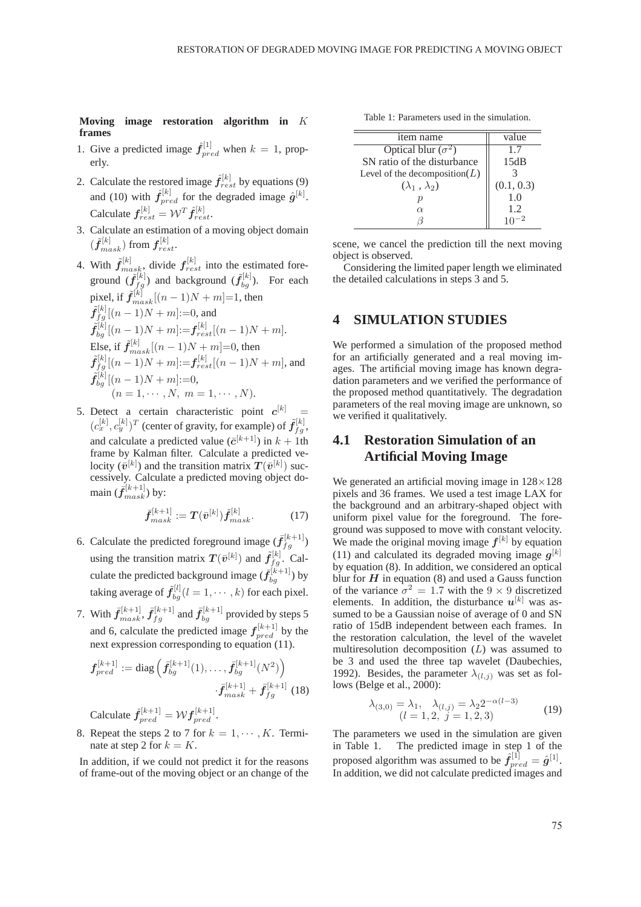**Moving image restoration algorithm in $K$ frames**

1. Give a predicted image $\hat{\boldsymbol{f}}^{[1]}_{pred}$ when $k = 1$, properly.
2. Calculate the restored image $\hat{\boldsymbol{f}}^{[k]}_{rest}$ by equations (9) and (10) with $\hat{\boldsymbol{f}}^{[k]}_{pred}$ for the degraded image $\hat{\boldsymbol{g}}^{[k]}$. Calculate $\boldsymbol{f}^{[k]}_{rest} = \mathcal{W}^T \hat{\boldsymbol{f}}^{[k]}_{rest}$.
3. Calculate an estimation of a moving object domain ($\tilde{\boldsymbol{f}}^{[k]}_{mask}$) from $\boldsymbol{f}^{[k]}_{rest}$.
4. With $\tilde{\boldsymbol{f}}^{[k]}_{mask}$, divide $\boldsymbol{f}^{[k]}_{rest}$ into the estimated foreground ($\tilde{\boldsymbol{f}}^{[k]}_{fg}$) and background ($\tilde{\boldsymbol{f}}^{[k]}_{bg}$). For each pixel, if $\tilde{\boldsymbol{f}}^{[k]}_{mask}[(n-1)N+m]$=1, then $\tilde{\boldsymbol{f}}^{[k]}_{fg}[(n-1)N+m]$:=0, and $\tilde{\boldsymbol{f}}^{[k]}_{bg}[(n-1)N+m]$:=$\boldsymbol{f}^{[k]}_{rest}[(n-1)N+m]$.
   Else, if $\tilde{\boldsymbol{f}}^{[k]}_{mask}[(n-1)N+m]$=0, then $\tilde{\boldsymbol{f}}^{[k]}_{fg}[(n-1)N+m]$:=$\boldsymbol{f}^{[k]}_{rest}[(n-1)N+m]$, and $\tilde{\boldsymbol{f}}^{[k]}_{bg}[(n-1)N+m]$:=0,
   $(n = 1, \cdots, N,\ m = 1, \cdots, N)$.
5. Detect a certain characteristic point $\boldsymbol{c}^{[k]} = (c^{[k]}_x, c^{[k]}_y)^T$ (center of gravity, for example) of $\tilde{\boldsymbol{f}}^{[k]}_{fg}$, and calculate a predicted value ($\bar{\boldsymbol{c}}^{[k+1]}$) in $k+1$th frame by Kalman filter. Calculate a predicted velocity ($\bar{\boldsymbol{v}}^{[k]}$) and the transition matrix $\boldsymbol{T}(\bar{\boldsymbol{v}}^{[k]})$ successively. Calculate a predicted moving object domain ($\bar{\boldsymbol{f}}^{[k+1]}_{mask}$) by:
$$\bar{\boldsymbol{f}}^{[k+1]}_{mask} := \boldsymbol{T}(\bar{\boldsymbol{v}}^{[k]})\tilde{\boldsymbol{f}}^{[k]}_{mask}. \tag{17}$$
6. Calculate the predicted foreground image ($\bar{\boldsymbol{f}}^{[k+1]}_{fg}$) using the transition matrix $\boldsymbol{T}(\bar{\boldsymbol{v}}^{[k]})$ and $\tilde{\boldsymbol{f}}^{[k]}_{fg}$. Calculate the predicted background image ($\bar{\boldsymbol{f}}^{[k+1]}_{bg}$) by taking average of $\tilde{\boldsymbol{f}}^{[l]}_{bg}(l = 1, \cdots, k)$ for each pixel.
7. With $\bar{\boldsymbol{f}}^{[k+1]}_{mask}$, $\bar{\boldsymbol{f}}^{[k+1]}_{fg}$ and $\bar{\boldsymbol{f}}^{[k+1]}_{bg}$ provided by steps 5 and 6, calculate the predicted image $\boldsymbol{f}^{[k+1]}_{pred}$ by the next expression corresponding to equation (11).
$$\boldsymbol{f}^{[k+1]}_{pred} := \mathrm{diag}\left(\bar{\boldsymbol{f}}^{[k+1]}_{bg}(1), \ldots, \bar{\boldsymbol{f}}^{[k+1]}_{bg}(N^2)\right) \cdot \bar{\boldsymbol{f}}^{[k+1]}_{mask} + \bar{\boldsymbol{f}}^{[k+1]}_{fg} \tag{18}$$
   Calculate $\hat{\boldsymbol{f}}^{[k+1]}_{pred} = \mathcal{W}\boldsymbol{f}^{[k+1]}_{pred}$.
8. Repeat the steps 2 to 7 for $k = 1, \cdots, K$. Terminate at step 2 for $k = K$.

In addition, if we could not predict it for the reasons of frame-out of the moving object or an change of the scene, we cancel the prediction till the next moving object is observed.

Considering the limited paper length we eliminated the detailed calculations in steps 3 and 5.

Table 1: Parameters used in the simulation.

| item name | value |
|---|---|
| Optical blur ($\sigma^2$) | 1.7 |
| SN ratio of the disturbance | 15dB |
| Level of the decomposition($L$) | 3 |
| ($\lambda_1$ , $\lambda_2$) | (0.1, 0.3) |
| $p$ | 1.0 |
| $\alpha$ | 1.2 |
| $\beta$ | $10^{-2}$ |

## 4 SIMULATION STUDIES

We performed a simulation of the proposed method for an artificially generated and a real moving images. The artificial moving image has known degradation parameters and we verified the performance of the proposed method quantitatively. The degradation parameters of the real moving image are unknown, so we verified it qualitatively.

### 4.1 Restoration Simulation of an Artificial Moving Image

We generated an artificial moving image in $128\times128$ pixels and 36 frames. We used a test image LAX for the background and an arbitrary-shaped object with uniform pixel value for the foreground. The foreground was supposed to move with constant velocity. We made the original moving image $\boldsymbol{f}^{[k]}$ by equation (11) and calculated its degraded moving image $\boldsymbol{g}^{[k]}$ by equation (8). In addition, we considered an optical blur for $\boldsymbol{H}$ in equation (8) and used a Gauss function of the variance $\sigma^2 = 1.7$ with the $9\times9$ discretized elements. In addition, the disturbance $\boldsymbol{u}^{[k]}$ was assumed to be a Gaussian noise of average of 0 and SN ratio of 15dB independent between each frames. In the restoration calculation, the level of the wavelet multiresolution decomposition ($L$) was assumed to be 3 and used the three tap wavelet (Daubechies, 1992). Besides, the parameter $\lambda_{(l,j)}$ was set as follows (Belge et al., 2000):

$$\lambda_{(3,0)} = \lambda_1, \quad \lambda_{(l,j)} = \lambda_2 2^{-\alpha(l-3)} \quad (l = 1, 2,\ j = 1, 2, 3) \tag{19}$$

The parameters we used in the simulation are given in Table 1. The predicted image in step 1 of the proposed algorithm was assumed to be $\hat{\boldsymbol{f}}^{[1]}_{pred} = \hat{\boldsymbol{g}}^{[1]}$. In addition, we did not calculate predicted images and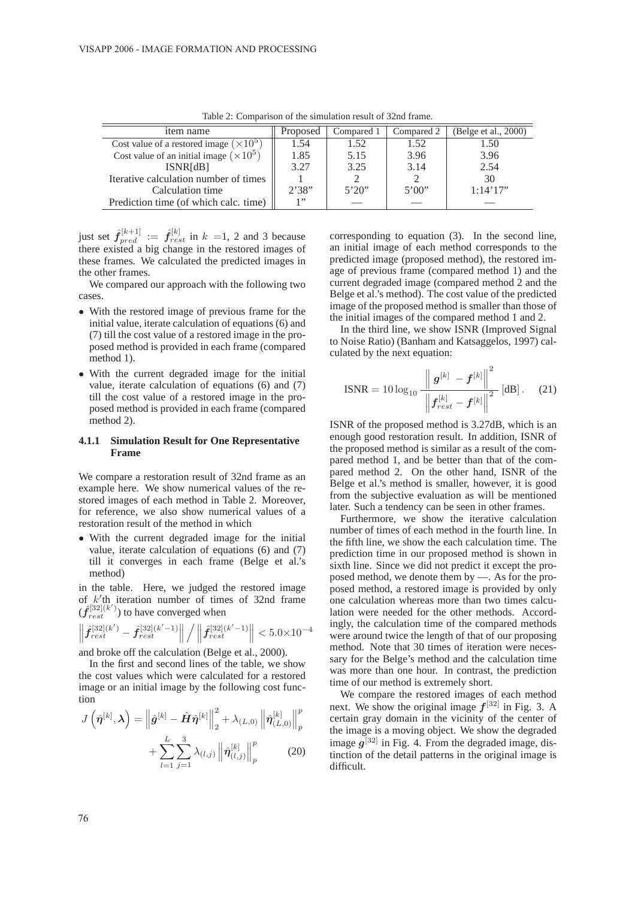Table 2: Comparison of the simulation result of 32nd frame.

| item name | Proposed | Compared 1 | Compared 2 | (Belge et al., 2000) |
|---|---|---|---|---|
| Cost value of a restored image $(\times 10^5)$ | 1.54 | 1.52 | 1.52 | 1.50 |
| Cost value of an initial image $(\times 10^5)$ | 1.85 | 5.15 | 3.96 | 3.96 |
| ISNR[dB] | 3.27 | 3.25 | 3.14 | 2.54 |
| Iterative calculation number of times | 1 | 2 | 2 | 30 |
| Calculation time | 2'38" | 5'20" | 5'00" | 1:14'17" |
| Prediction time (of which calc. time) | 1" | — | — | — |

just set $\hat{\boldsymbol{f}}_{pred}^{[k+1]} := \hat{\boldsymbol{f}}_{rest}^{[k]}$ in $k$ =1, 2 and 3 because there existed a big change in the restored images of these frames. We calculated the predicted images in the other frames.

We compared our approach with the following two cases.

- With the restored image of previous frame for the initial value, iterate calculation of equations (6) and (7) till the cost value of a restored image in the proposed method is provided in each frame (compared method 1).
- With the current degraded image for the initial value, iterate calculation of equations (6) and (7) till the cost value of a restored image in the proposed method is provided in each frame (compared method 2).

#### 4.1.1 Simulation Result for One Representative Frame

We compare a restoration result of 32nd frame as an example here. We show numerical values of the restored images of each method in Table 2. Moreover, for reference, we also show numerical values of a restoration result of the method in which

- With the current degraded image for the initial value, iterate calculation of equations (6) and (7) till it converges in each frame (Belge et al.'s method)

in the table. Here, we judged the restored image of $k'$th iteration number of times of 32nd frame ($\hat{\boldsymbol{f}}_{rest}^{[32](k')}$) to have converged when

$$\left\| \hat{\boldsymbol{f}}_{rest}^{[32](k')} - \hat{\boldsymbol{f}}_{rest}^{[32](k'-1)} \right\| \Big/ \left\| \hat{\boldsymbol{f}}_{rest}^{[32](k'-1)} \right\| < 5.0 \times 10^{-4}$$

and broke off the calculation (Belge et al., 2000).

In the first and second lines of the table, we show the cost values which were calculated for a restored image or an initial image by the following cost function

$$J\left(\hat{\boldsymbol{\eta}}^{[k]}, \boldsymbol{\lambda}\right) = \left\| \hat{\boldsymbol{g}}^{[k]} - \hat{\boldsymbol{H}} \hat{\boldsymbol{\eta}}^{[k]} \right\|_2^2 + \lambda_{(L,0)} \left\| \hat{\boldsymbol{\eta}}_{(L,0)}^{[k]} \right\|_p^p + \sum_{l=1}^{L} \sum_{j=1}^{3} \lambda_{(l,j)} \left\| \hat{\boldsymbol{\eta}}_{(l,j)}^{[k]} \right\|_p^p \qquad (20)$$

corresponding to equation (3). In the second line, an initial image of each method corresponds to the predicted image (proposed method), the restored image of previous frame (compared method 1) and the current degraded image (compared method 2 and the Belge et al.'s method). The cost value of the predicted image of the proposed method is smaller than those of the initial images of the compared method 1 and 2.

In the third line, we show ISNR (Improved Signal to Noise Ratio) (Banham and Katsaggelos, 1997) calculated by the next equation:

$$\text{ISNR} = 10 \log_{10} \frac{\left\| \boldsymbol{g}^{[k]} - \boldsymbol{f}^{[k]} \right\|^2}{\left\| \boldsymbol{f}_{rest}^{[k]} - \boldsymbol{f}^{[k]} \right\|^2} \text{ [dB]}. \qquad (21)$$

ISNR of the proposed method is 3.27dB, which is an enough good restoration result. In addition, ISNR of the proposed method is similar as a result of the compared method 1, and be better than that of the compared method 2. On the other hand, ISNR of the Belge et al.'s method is smaller, however, it is good from the subjective evaluation as will be mentioned later. Such a tendency can be seen in other frames.

Furthermore, we show the iterative calculation number of times of each method in the fourth line. In the fifth line, we show the each calculation time. The prediction time in our proposed method is shown in sixth line. Since we did not predict it except the proposed method, we denote them by —. As for the proposed method, a restored image is provided by only one calculation whereas more than two times calculation were needed for the other methods. Accordingly, the calculation time of the compared methods were around twice the length of that of our proposing method. Note that 30 times of iteration were necessary for the Belge's method and the calculation time was more than one hour. In contrast, the prediction time of our method is extremely short.

We compare the restored images of each method next. We show the original image $\boldsymbol{f}^{[32]}$ in Fig. 3. A certain gray domain in the vicinity of the center of the image is a moving object. We show the degraded image $\boldsymbol{g}^{[32]}$ in Fig. 4. From the degraded image, distinction of the detail patterns in the original image is difficult.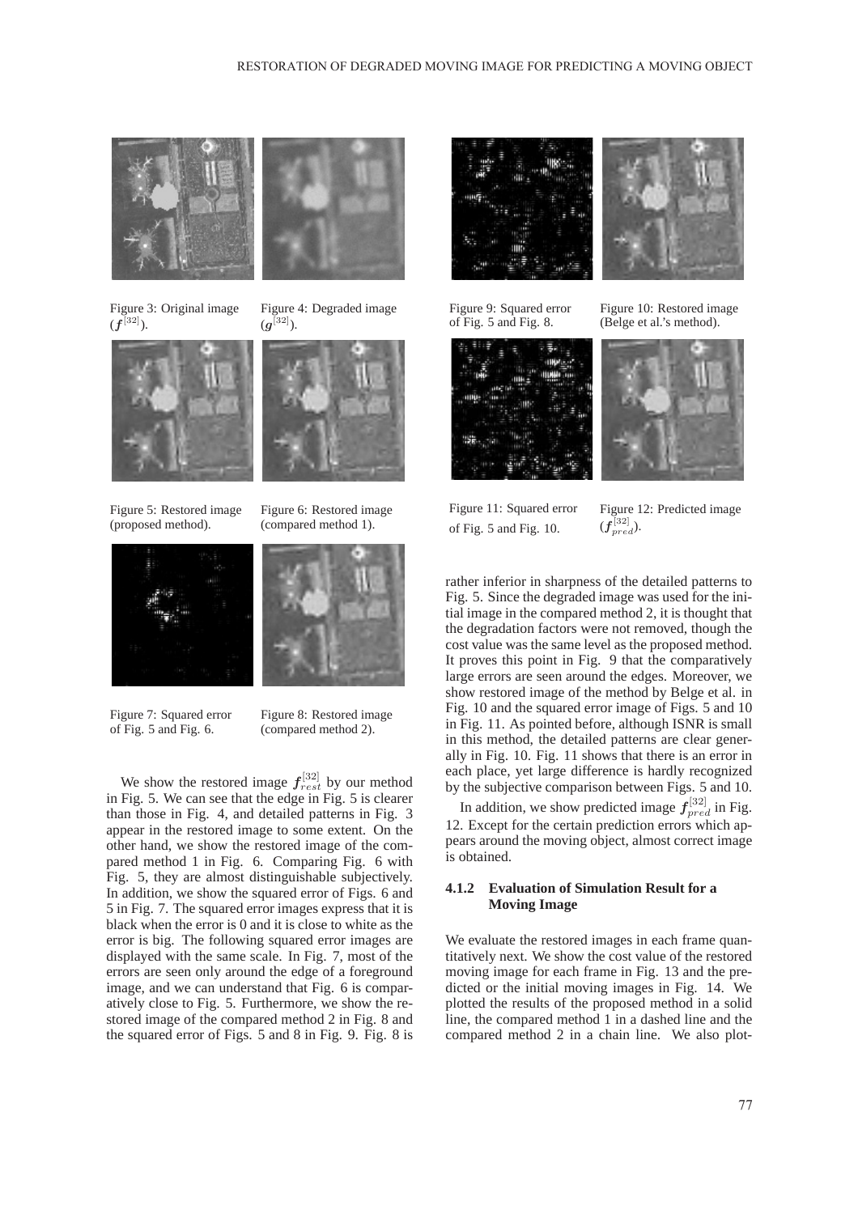Figure 3: Original image ($\boldsymbol{f}^{[32]}$).

Figure 4: Degraded image ($\boldsymbol{g}^{[32]}$).

Figure 5: Restored image (proposed method).

Figure 6: Restored image (compared method 1).

Figure 7: Squared error of Fig. 5 and Fig. 6.

Figure 8: Restored image (compared method 2).

We show the restored image $\boldsymbol{f}_{rest}^{[32]}$ by our method in Fig. 5. We can see that the edge in Fig. 5 is clearer than those in Fig. 4, and detailed patterns in Fig. 3 appear in the restored image to some extent. On the other hand, we show the restored image of the compared method 1 in Fig. 6. Comparing Fig. 6 with Fig. 5, they are almost distinguishable subjectively. In addition, we show the squared error of Figs. 6 and 5 in Fig. 7. The squared error images express that it is black when the error is 0 and it is close to white as the error is big. The following squared error images are displayed with the same scale. In Fig. 7, most of the errors are seen only around the edge of a foreground image, and we can understand that Fig. 6 is comparatively close to Fig. 5. Furthermore, we show the restored image of the compared method 2 in Fig. 8 and the squared error of Figs. 5 and 8 in Fig. 9. Fig. 8 is rather inferior in sharpness of the detailed patterns to Fig. 5. Since the degraded image was used for the initial image in the compared method 2, it is thought that the degradation factors were not removed, though the cost value was the same level as the proposed method. It proves this point in Fig. 9 that the comparatively large errors are seen around the edges. Moreover, we show restored image of the method by Belge et al. in Fig. 10 and the squared error image of Figs. 5 and 10 in Fig. 11. As pointed before, although ISNR is small in this method, the detailed patterns are clear generally in Fig. 10. Fig. 11 shows that there is an error in each place, yet large difference is hardly recognized by the subjective comparison between Figs. 5 and 10.

Figure 9: Squared error of Fig. 5 and Fig. 8.

Figure 10: Restored image (Belge et al.'s method).

Figure 11: Squared error of Fig. 5 and Fig. 10.

Figure 12: Predicted image ($\boldsymbol{f}_{pred}^{[32]}$).

In addition, we show predicted image $\boldsymbol{f}_{pred}^{[32]}$ in Fig. 12. Except for the certain prediction errors which appears around the moving object, almost correct image is obtained.

#### 4.1.2 Evaluation of Simulation Result for a Moving Image

We evaluate the restored images in each frame quantitatively next. We show the cost value of the restored moving image for each frame in Fig. 13 and the predicted or the initial moving images in Fig. 14. We plotted the results of the proposed method in a solid line, the compared method 1 in a dashed line and the compared method 2 in a chain line. We also plot-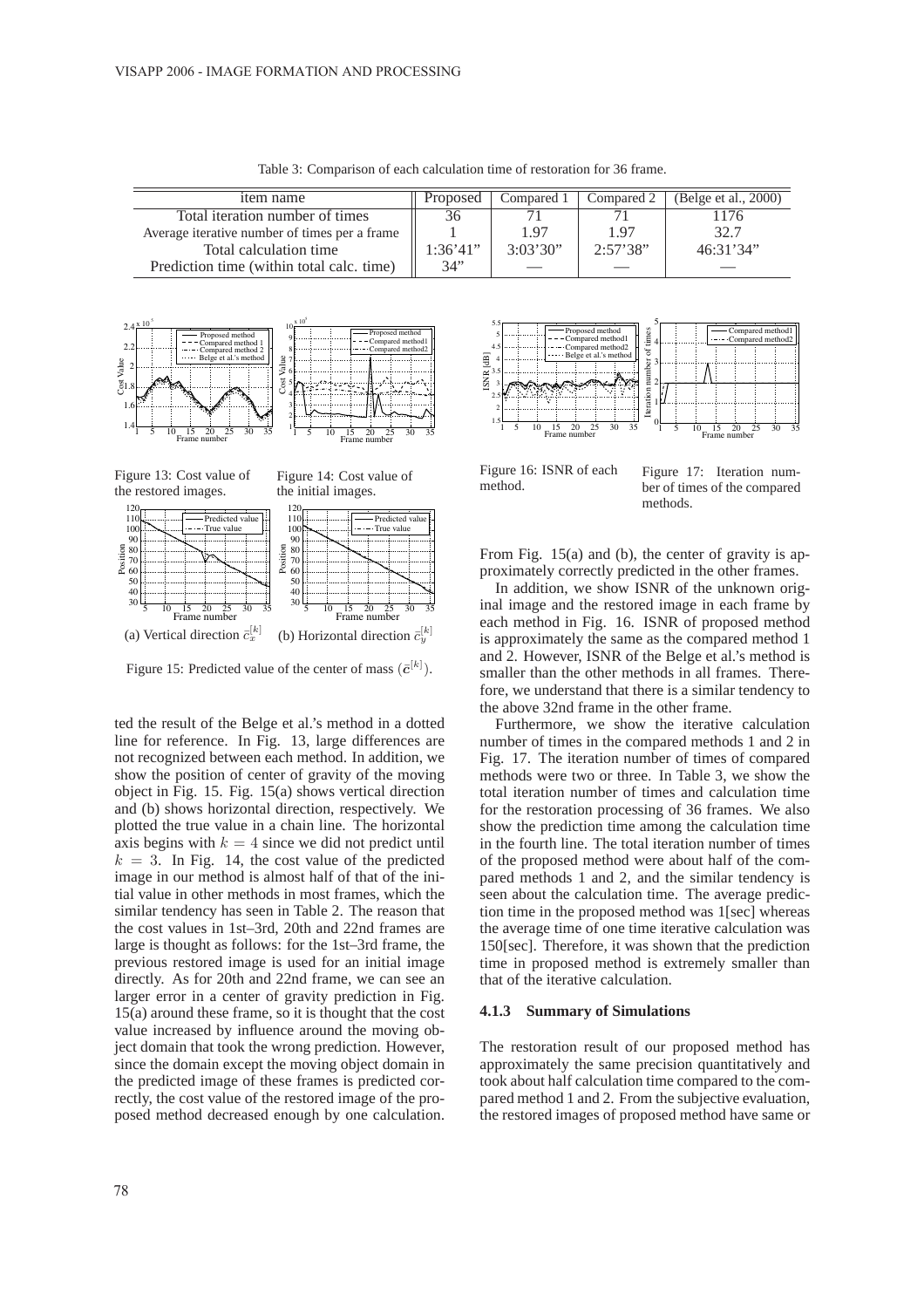Table 3: Comparison of each calculation time of restoration for 36 frame.

| item name | Proposed | Compared 1 | Compared 2 | (Belge et al., 2000) |
|---|---|---|---|---|
| Total iteration number of times | 36 | 71 | 71 | 1176 |
| Average iterative number of times per a frame | 1 | 1.97 | 1.97 | 32.7 |
| Total calculation time | 1:36'41" | 3:03'30" | 2:57'38" | 46:31'34" |
| Prediction time (within total calc. time) | 34" | — | — | — |

Figure 13: Cost value of the restored images.

Figure 14: Cost value of the initial images.

(a) Vertical direction $\bar{c}_x^{[k]}$ (b) Horizontal direction $\bar{c}_y^{[k]}$

Figure 15: Predicted value of the center of mass ($\bar{c}^{[k]}$).

Figure 16: ISNR of each method.

Figure 17: Iteration number of times of the compared methods.

ted the result of the Belge et al.'s method in a dotted line for reference. In Fig. 13, large differences are not recognized between each method. In addition, we show the position of center of gravity of the moving object in Fig. 15. Fig. 15(a) shows vertical direction and (b) shows horizontal direction, respectively. We plotted the true value in a chain line. The horizontal axis begins with $k = 4$ since we did not predict until $k = 3$. In Fig. 14, the cost value of the predicted image in our method is almost half of that of the initial value in other methods in most frames, which the similar tendency has seen in Table 2. The reason that the cost values in 1st–3rd, 20th and 22nd frames are large is thought as follows: for the 1st–3rd frame, the previous restored image is used for an initial image directly. As for 20th and 22nd frame, we can see an larger error in a center of gravity prediction in Fig. 15(a) around these frame, so it is thought that the cost value increased by influence around the moving object domain that took the wrong prediction. However, since the domain except the moving object domain in the predicted image of these frames is predicted correctly, the cost value of the restored image of the proposed method decreased enough by one calculation.

From Fig. 15(a) and (b), the center of gravity is approximately correctly predicted in the other frames.

In addition, we show ISNR of the unknown original image and the restored image in each frame by each method in Fig. 16. ISNR of proposed method is approximately the same as the compared method 1 and 2. However, ISNR of the Belge et al.'s method is smaller than the other methods in all frames. Therefore, we understand that there is a similar tendency to the above 32nd frame in the other frame.

Furthermore, we show the iterative calculation number of times in the compared methods 1 and 2 in Fig. 17. The iteration number of times of compared methods were two or three. In Table 3, we show the total iteration number of times and calculation time for the restoration processing of 36 frames. We also show the prediction time among the calculation time in the fourth line. The total iteration number of times of the proposed method were about half of the compared methods 1 and 2, and the similar tendency is seen about the calculation time. The average prediction time in the proposed method was 1[sec] whereas the average time of one time iterative calculation was 150[sec]. Therefore, it was shown that the prediction time in proposed method is extremely smaller than that of the iterative calculation.

#### 4.1.3 Summary of Simulations

The restoration result of our proposed method has approximately the same precision quantitatively and took about half calculation time compared to the compared method 1 and 2. From the subjective evaluation, the restored images of proposed method have same or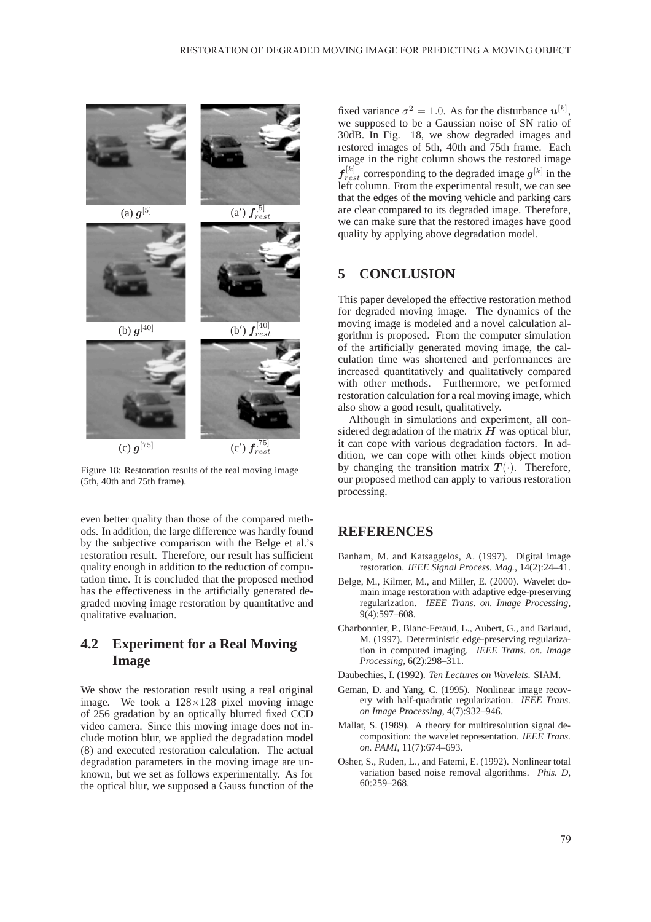(a) $\boldsymbol{g}^{[5]}$ (a′) $\boldsymbol{f}_{rest}^{[5]}$

(b) $\boldsymbol{g}^{[40]}$ (b′) $\boldsymbol{f}_{rest}^{[40]}$

(c) $\boldsymbol{g}^{[75]}$ (c′) $\boldsymbol{f}_{rest}^{[75]}$

Figure 18: Restoration results of the real moving image (5th, 40th and 75th frame).

even better quality than those of the compared methods. In addition, the large difference was hardly found by the subjective comparison with the Belge et al.'s restoration result. Therefore, our result has sufficient quality enough in addition to the reduction of computation time. It is concluded that the proposed method has the effectiveness in the artificially generated degraded moving image restoration by quantitative and qualitative evaluation.

## 4.2 Experiment for a Real Moving Image

We show the restoration result using a real original image. We took a $128\times128$ pixel moving image of 256 gradation by an optically blurred fixed CCD video camera. Since this moving image does not include motion blur, we applied the degradation model (8) and executed restoration calculation. The actual degradation parameters in the moving image are unknown, but we set as follows experimentally. As for the optical blur, we supposed a Gauss function of the fixed variance $\sigma^2 = 1.0$. As for the disturbance $\boldsymbol{u}^{[k]}$, we supposed to be a Gaussian noise of SN ratio of 30dB. In Fig. 18, we show degraded images and restored images of 5th, 40th and 75th frame. Each image in the right column shows the restored image $\boldsymbol{f}_{rest}^{[k]}$ corresponding to the degraded image $\boldsymbol{g}^{[k]}$ in the left column. From the experimental result, we can see that the edges of the moving vehicle and parking cars are clear compared to its degraded image. Therefore, we can make sure that the restored images have good quality by applying above degradation model.

# 5 CONCLUSION

This paper developed the effective restoration method for degraded moving image. The dynamics of the moving image is modeled and a novel calculation algorithm is proposed. From the computer simulation of the artificially generated moving image, the calculation time was shortened and performances are increased quantitatively and qualitatively compared with other methods. Furthermore, we performed restoration calculation for a real moving image, which also show a good result, qualitatively.

Although in simulations and experiment, all considered degradation of the matrix $\boldsymbol{H}$ was optical blur, it can cope with various degradation factors. In addition, we can cope with other kinds object motion by changing the transition matrix $\boldsymbol{T}(\cdot)$. Therefore, our proposed method can apply to various restoration processing.

# REFERENCES

Banham, M. and Katsaggelos, A. (1997). Digital image restoration. *IEEE Signal Process. Mag.*, 14(2):24–41.

Belge, M., Kilmer, M., and Miller, E. (2000). Wavelet domain image restoration with adaptive edge-preserving regularization. *IEEE Trans. on. Image Processing*, 9(4):597–608.

Charbonnier, P., Blanc-Feraud, L., Aubert, G., and Barlaud, M. (1997). Deterministic edge-preserving regularization in computed imaging. *IEEE Trans. on. Image Processing*, 6(2):298–311.

Daubechies, I. (1992). *Ten Lectures on Wavelets*. SIAM.

Geman, D. and Yang, C. (1995). Nonlinear image recovery with half-quadratic regularization. *IEEE Trans. on Image Processing*, 4(7):932–946.

Mallat, S. (1989). A theory for multiresolution signal decomposition: the wavelet representation. *IEEE Trans. on. PAMI*, 11(7):674–693.

Osher, S., Ruden, L., and Fatemi, E. (1992). Nonlinear total variation based noise removal algorithms. *Phis. D*, 60:259–268.